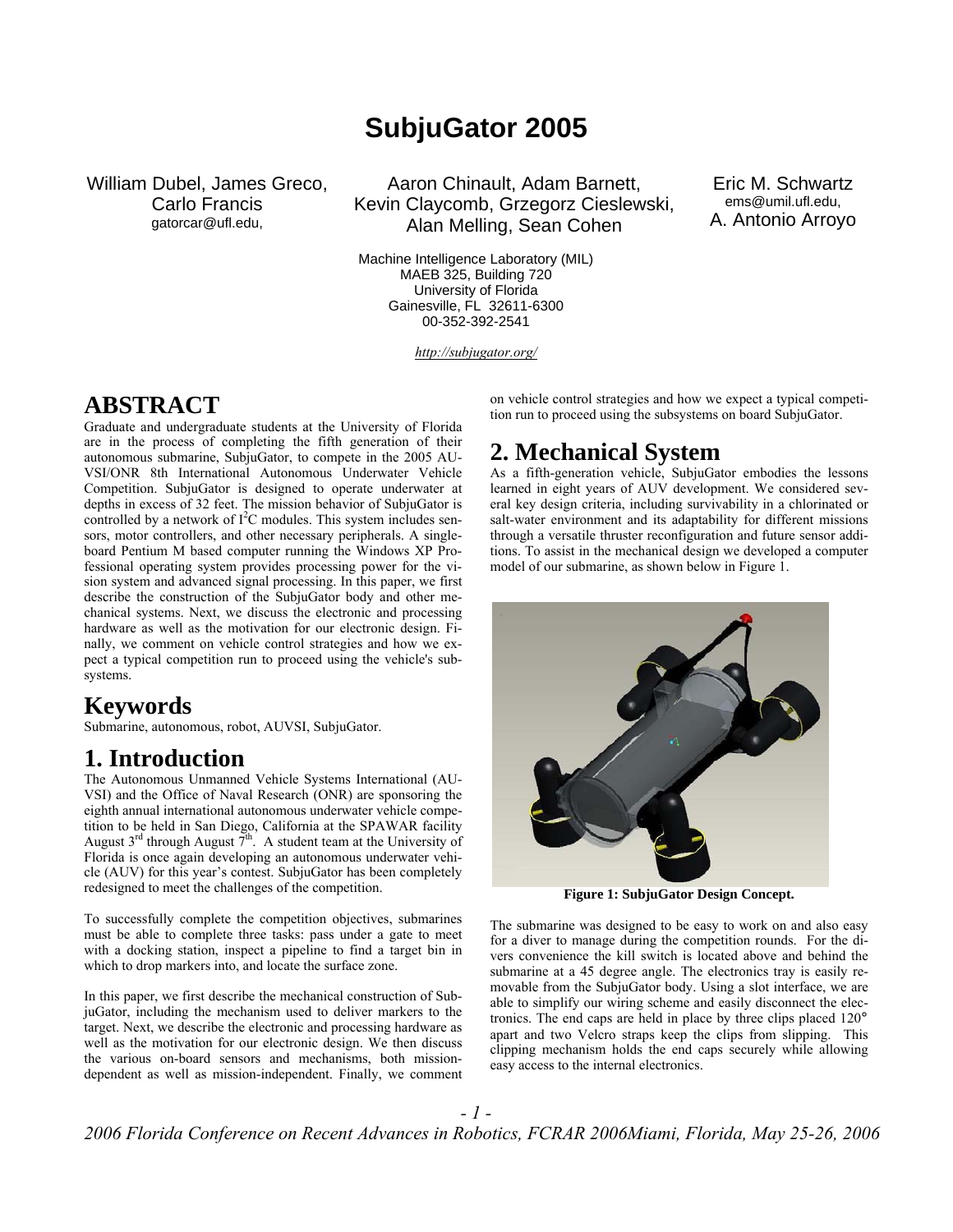# SubjuGator 2005

William Dubel, James Greco, Carlo Francis
gatorcar@ufl.edu,

Aaron Chinault, Adam Barnett, Kevin Claycomb, Grzegorz Cieslewski, Alan Melling, Sean Cohen

Eric M. Schwartz
ems@umil.ufl.edu,
A. Antonio Arroyo

Machine Intelligence Laboratory (MIL)
MAEB 325, Building 720
University of Florida
Gainesville, FL 32611-6300
00-352-392-2541

*http://subjugator.org/*

# ABSTRACT

Graduate and undergraduate students at the University of Florida are in the process of completing the fifth generation of their autonomous submarine, SubjuGator, to compete in the 2005 AUVSI/ONR 8th International Autonomous Underwater Vehicle Competition. SubjuGator is designed to operate underwater at depths in excess of 32 feet. The mission behavior of SubjuGator is controlled by a network of $I^2C$ modules. This system includes sensors, motor controllers, and other necessary peripherals. A single-board Pentium M based computer running the Windows XP Professional operating system provides processing power for the vision system and advanced signal processing. In this paper, we first describe the construction of the SubjuGator body and other mechanical systems. Next, we discuss the electronic and processing hardware as well as the motivation for our electronic design. Finally, we comment on vehicle control strategies and how we expect a typical competition run to proceed using the vehicle's subsystems.

# Keywords

Submarine, autonomous, robot, AUVSI, SubjuGator.

# 1. Introduction

The Autonomous Unmanned Vehicle Systems International (AUVSI) and the Office of Naval Research (ONR) are sponsoring the eighth annual international autonomous underwater vehicle competition to be held in San Diego, California at the SPAWAR facility August 3rd through August 7th. A student team at the University of Florida is once again developing an autonomous underwater vehicle (AUV) for this year's contest. SubjuGator has been completely redesigned to meet the challenges of the competition.

To successfully complete the competition objectives, submarines must be able to complete three tasks: pass under a gate to meet with a docking station, inspect a pipeline to find a target bin in which to drop markers into, and locate the surface zone.

In this paper, we first describe the mechanical construction of SubjuGator, including the mechanism used to deliver markers to the target. Next, we describe the electronic and processing hardware as well as the motivation for our electronic design. We then discuss the various on-board sensors and mechanisms, both mission-dependent as well as mission-independent. Finally, we comment on vehicle control strategies and how we expect a typical competition run to proceed using the subsystems on board SubjuGator.

# 2. Mechanical System

As a fifth-generation vehicle, SubjuGator embodies the lessons learned in eight years of AUV development. We considered several key design criteria, including survivability in a chlorinated or salt-water environment and its adaptability for different missions through a versatile thruster reconfiguration and future sensor additions. To assist in the mechanical design we developed a computer model of our submarine, as shown below in Figure 1.

**Figure 1: SubjuGator Design Concept.**

The submarine was designed to be easy to work on and also easy for a diver to manage during the competition rounds. For the divers convenience the kill switch is located above and behind the submarine at a 45 degree angle. The electronics tray is easily removable from the SubjuGator body. Using a slot interface, we are able to simplify our wiring scheme and easily disconnect the electronics. The end caps are held in place by three clips placed 120° apart and two Velcro straps keep the clips from slipping. This clipping mechanism holds the end caps securely while allowing easy access to the internal electronics.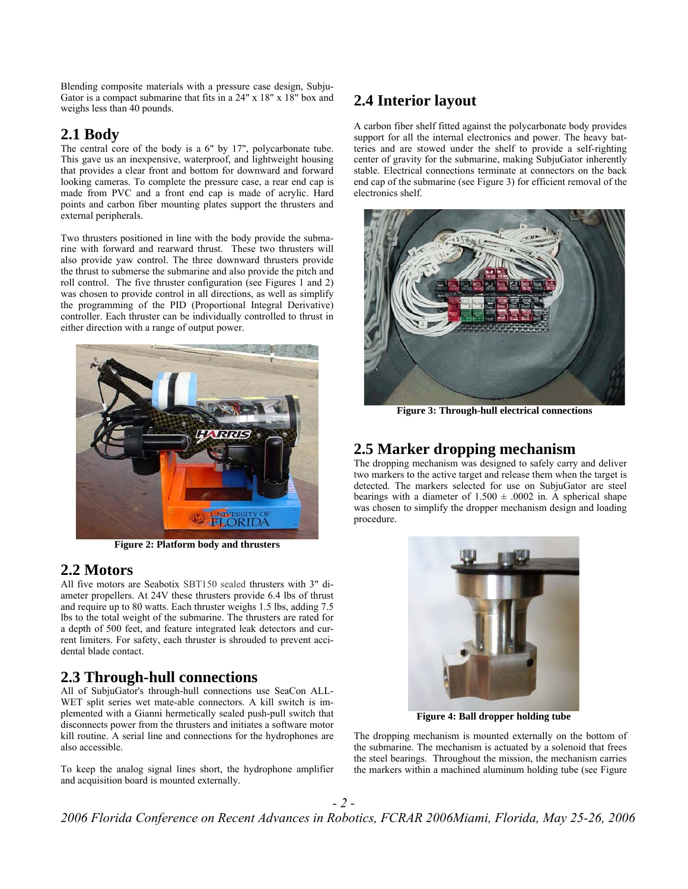Blending composite materials with a pressure case design, SubjuGator is a compact submarine that fits in a 24" x 18" x 18" box and weighs less than 40 pounds.

## 2.1 Body

The central core of the body is a 6" by 17", polycarbonate tube. This gave us an inexpensive, waterproof, and lightweight housing that provides a clear front and bottom for downward and forward looking cameras. To complete the pressure case, a rear end cap is made from PVC and a front end cap is made of acrylic. Hard points and carbon fiber mounting plates support the thrusters and external peripherals.

Two thrusters positioned in line with the body provide the submarine with forward and rearward thrust. These two thrusters will also provide yaw control. The three downward thrusters provide the thrust to submerse the submarine and also provide the pitch and roll control. The five thruster configuration (see Figures 1 and 2) was chosen to provide control in all directions, as well as simplify the programming of the PID (Proportional Integral Derivative) controller. Each thruster can be individually controlled to thrust in either direction with a range of output power.

**Figure 2: Platform body and thrusters**

## 2.2 Motors

All five motors are Seabotix SBT150 sealed thrusters with 3" diameter propellers. At 24V these thrusters provide 6.4 lbs of thrust and require up to 80 watts. Each thruster weighs 1.5 lbs, adding 7.5 lbs to the total weight of the submarine. The thrusters are rated for a depth of 500 feet, and feature integrated leak detectors and current limiters. For safety, each thruster is shrouded to prevent accidental blade contact.

## 2.3 Through-hull connections

All of SubjuGator's through-hull connections use SeaCon ALL-WET split series wet mate-able connectors. A kill switch is implemented with a Gianni hermetically sealed push-pull switch that disconnects power from the thrusters and initiates a software motor kill routine. A serial line and connections for the hydrophones are also accessible.

To keep the analog signal lines short, the hydrophone amplifier and acquisition board is mounted externally.

## 2.4 Interior layout

A carbon fiber shelf fitted against the polycarbonate body provides support for all the internal electronics and power. The heavy batteries and are stowed under the shelf to provide a self-righting center of gravity for the submarine, making SubjuGator inherently stable. Electrical connections terminate at connectors on the back end cap of the submarine (see Figure 3) for efficient removal of the electronics shelf.

**Figure 3: Through-hull electrical connections**

## 2.5 Marker dropping mechanism

The dropping mechanism was designed to safely carry and deliver two markers to the active target and release them when the target is detected. The markers selected for use on SubjuGator are steel bearings with a diameter of $1.500 \pm .0002$ in. A spherical shape was chosen to simplify the dropper mechanism design and loading procedure.

**Figure 4: Ball dropper holding tube**

The dropping mechanism is mounted externally on the bottom of the submarine. The mechanism is actuated by a solenoid that frees the steel bearings. Throughout the mission, the mechanism carries the markers within a machined aluminum holding tube (see Figure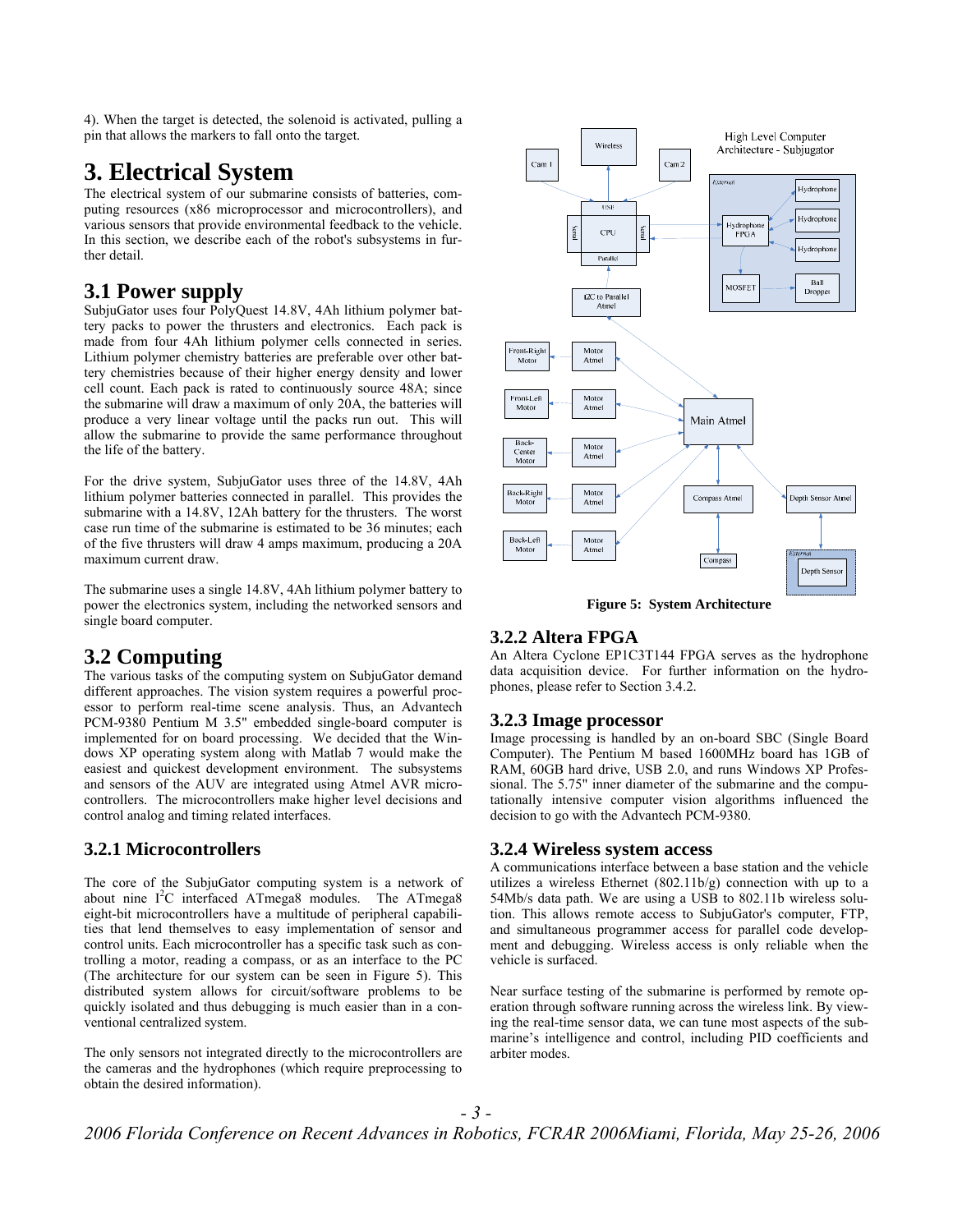4). When the target is detected, the solenoid is activated, pulling a pin that allows the markers to fall onto the target.

# 3. Electrical System

The electrical system of our submarine consists of batteries, computing resources (x86 microprocessor and microcontrollers), and various sensors that provide environmental feedback to the vehicle. In this section, we describe each of the robot's subsystems in further detail.

## 3.1 Power supply

SubjuGator uses four PolyQuest 14.8V, 4Ah lithium polymer battery packs to power the thrusters and electronics. Each pack is made from four 4Ah lithium polymer cells connected in series. Lithium polymer chemistry batteries are preferable over other battery chemistries because of their higher energy density and lower cell count. Each pack is rated to continuously source 48A; since the submarine will draw a maximum of only 20A, the batteries will produce a very linear voltage until the packs run out. This will allow the submarine to provide the same performance throughout the life of the battery.

For the drive system, SubjuGator uses three of the 14.8V, 4Ah lithium polymer batteries connected in parallel. This provides the submarine with a 14.8V, 12Ah battery for the thrusters. The worst case run time of the submarine is estimated to be 36 minutes; each of the five thrusters will draw 4 amps maximum, producing a 20A maximum current draw.

The submarine uses a single 14.8V, 4Ah lithium polymer battery to power the electronics system, including the networked sensors and single board computer.

## 3.2 Computing

The various tasks of the computing system on SubjuGator demand different approaches. The vision system requires a powerful processor to perform real-time scene analysis. Thus, an Advantech PCM-9380 Pentium M 3.5" embedded single-board computer is implemented for on board processing. We decided that the Windows XP operating system along with Matlab 7 would make the easiest and quickest development environment. The subsystems and sensors of the AUV are integrated using Atmel AVR microcontrollers. The microcontrollers make higher level decisions and control analog and timing related interfaces.

### 3.2.1 Microcontrollers

The core of the SubjuGator computing system is a network of about nine $I^2C$ interfaced ATmega8 modules. The ATmega8 eight-bit microcontrollers have a multitude of peripheral capabilities that lend themselves to easy implementation of sensor and control units. Each microcontroller has a specific task such as controlling a motor, reading a compass, or as an interface to the PC (The architecture for our system can be seen in Figure 5). This distributed system allows for circuit/software problems to be quickly isolated and thus debugging is much easier than in a conventional centralized system.

The only sensors not integrated directly to the microcontrollers are the cameras and the hydrophones (which require preprocessing to obtain the desired information).

High Level Computer Architecture - Subjugator

**Figure 5: System Architecture**

### 3.2.2 Altera FPGA

An Altera Cyclone EP1C3T144 FPGA serves as the hydrophone data acquisition device. For further information on the hydrophones, please refer to Section 3.4.2.

### 3.2.3 Image processor

Image processing is handled by an on-board SBC (Single Board Computer). The Pentium M based 1600MHz board has 1GB of RAM, 60GB hard drive, USB 2.0, and runs Windows XP Professional. The 5.75" inner diameter of the submarine and the computationally intensive computer vision algorithms influenced the decision to go with the Advantech PCM-9380.

### 3.2.4 Wireless system access

A communications interface between a base station and the vehicle utilizes a wireless Ethernet (802.11b/g) connection with up to a 54Mb/s data path. We are using a USB to 802.11b wireless solution. This allows remote access to SubjuGator's computer, FTP, and simultaneous programmer access for parallel code development and debugging. Wireless access is only reliable when the vehicle is surfaced.

Near surface testing of the submarine is performed by remote operation through software running across the wireless link. By viewing the real-time sensor data, we can tune most aspects of the submarine's intelligence and control, including PID coefficients and arbiter modes.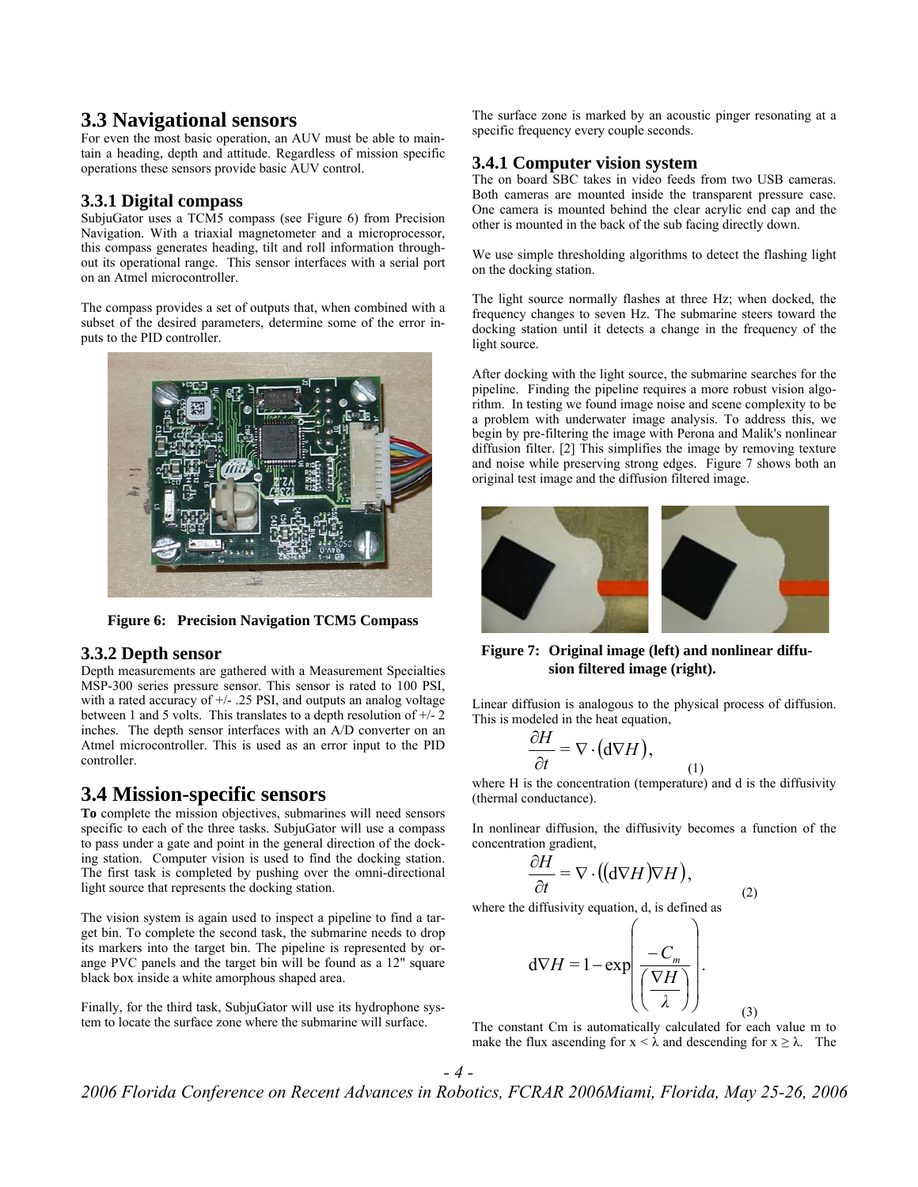## 3.3 Navigational sensors

For even the most basic operation, an AUV must be able to maintain a heading, depth and attitude. Regardless of mission specific operations these sensors provide basic AUV control.

### 3.3.1 Digital compass

SubjuGator uses a TCM5 compass (see Figure 6) from Precision Navigation. With a triaxial magnetometer and a microprocessor, this compass generates heading, tilt and roll information throughout its operational range. This sensor interfaces with a serial port on an Atmel microcontroller.

The compass provides a set of outputs that, when combined with a subset of the desired parameters, determine some of the error inputs to the PID controller.

**Figure 6: Precision Navigation TCM5 Compass**

### 3.3.2 Depth sensor

Depth measurements are gathered with a Measurement Specialties MSP-300 series pressure sensor. This sensor is rated to 100 PSI, with a rated accuracy of +/- .25 PSI, and outputs an analog voltage between 1 and 5 volts. This translates to a depth resolution of +/- 2 inches. The depth sensor interfaces with an A/D converter on an Atmel microcontroller. This is used as an error input to the PID controller.

## 3.4 Mission-specific sensors

**To** complete the mission objectives, submarines will need sensors specific to each of the three tasks. SubjuGator will use a compass to pass under a gate and point in the general direction of the docking station. Computer vision is used to find the docking station. The first task is completed by pushing over the omni-directional light source that represents the docking station.

The vision system is again used to inspect a pipeline to find a target bin. To complete the second task, the submarine needs to drop its markers into the target bin. The pipeline is represented by orange PVC panels and the target bin will be found as a 12" square black box inside a white amorphous shaped area.

Finally, for the third task, SubjuGator will use its hydrophone system to locate the surface zone where the submarine will surface. The surface zone is marked by an acoustic pinger resonating at a specific frequency every couple seconds.

### 3.4.1 Computer vision system

The on board SBC takes in video feeds from two USB cameras. Both cameras are mounted inside the transparent pressure case. One camera is mounted behind the clear acrylic end cap and the other is mounted in the back of the sub facing directly down.

We use simple thresholding algorithms to detect the flashing light on the docking station.

The light source normally flashes at three Hz; when docked, the frequency changes to seven Hz. The submarine steers toward the docking station until it detects a change in the frequency of the light source.

After docking with the light source, the submarine searches for the pipeline. Finding the pipeline requires a more robust vision algorithm. In testing we found image noise and scene complexity to be a problem with underwater image analysis. To address this, we begin by pre-filtering the image with Perona and Malik's nonlinear diffusion filter. [2] This simplifies the image by removing texture and noise while preserving strong edges. Figure 7 shows both an original test image and the diffusion filtered image.

**Figure 7: Original image (left) and nonlinear diffusion filtered image (right).**

Linear diffusion is analogous to the physical process of diffusion. This is modeled in the heat equation,

$$\frac{\partial H}{\partial t} = \nabla \cdot \left( \mathrm{d} \nabla H \right), \tag{1}$$

where H is the concentration (temperature) and d is the diffusivity (thermal conductance).

In nonlinear diffusion, the diffusivity becomes a function of the concentration gradient,

$$\frac{\partial H}{\partial t} = \nabla \cdot \left( \left( \mathrm{d} \nabla H \right) \nabla H \right), \tag{2}$$

where the diffusivity equation, d, is defined as

$$\mathrm{d} \nabla H = 1 - \exp\left( \frac{-C_m}{\left( \frac{\nabla H}{\lambda} \right)} \right). \tag{3}$$

The constant Cm is automatically calculated for each value m to make the flux ascending for $x < \lambda$ and descending for $x \geq \lambda$. The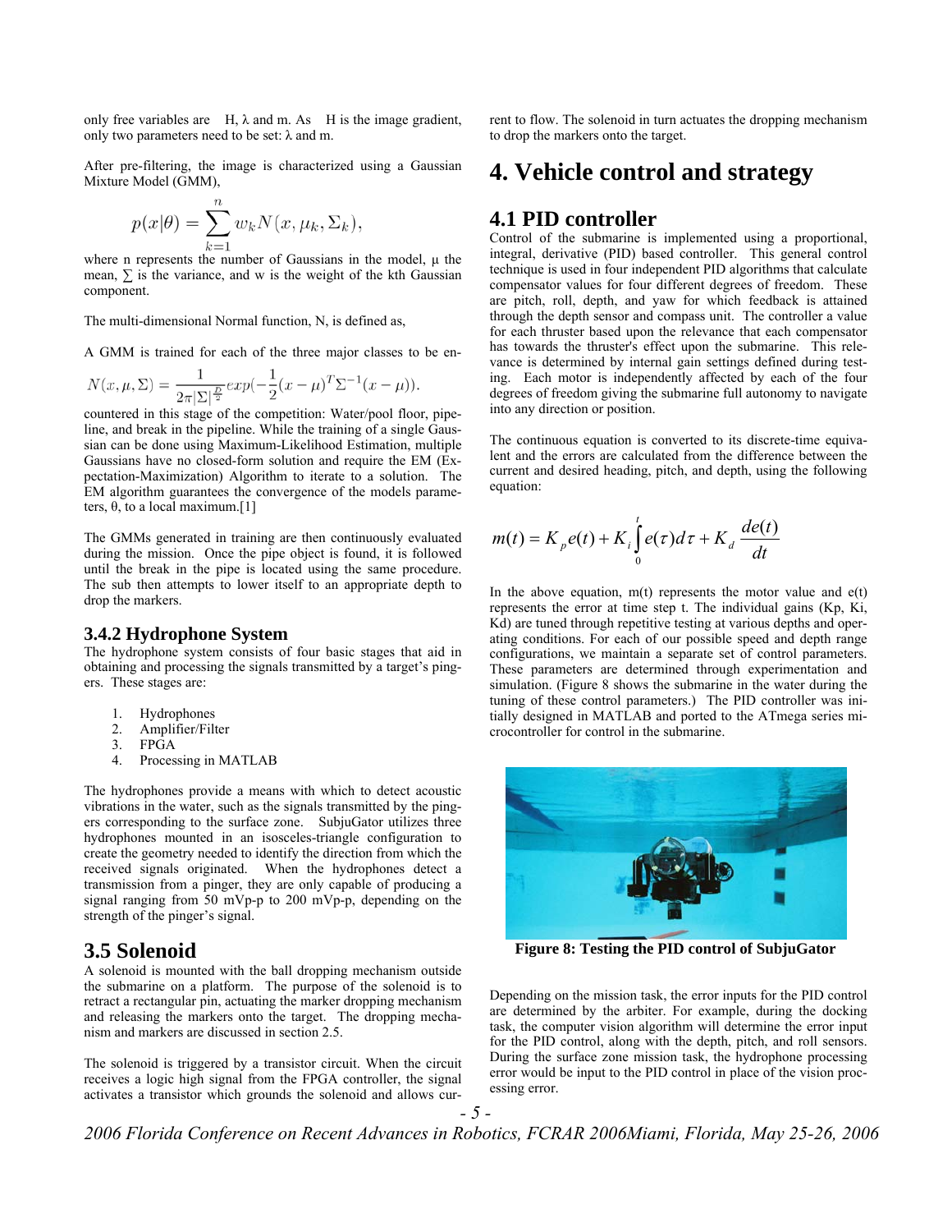only free variables are H, λ and m. As H is the image gradient, only two parameters need to be set: λ and m.

After pre-filtering, the image is characterized using a Gaussian Mixture Model (GMM),

$$p(x|\theta) = \sum_{k=1}^{n} w_k N(x, \mu_k, \Sigma_k),$$

where n represents the number of Gaussians in the model, μ the mean, ∑ is the variance, and w is the weight of the kth Gaussian component.

The multi-dimensional Normal function, N, is defined as,

$$N(x, \mu, \Sigma) = \frac{1}{2\pi|\Sigma|^{\frac{D}{2}}} exp(-\frac{1}{2}(x-\mu)^T \Sigma^{-1}(x-\mu)).$$

A GMM is trained for each of the three major classes to be encountered in this stage of the competition: Water/pool floor, pipeline, and break in the pipeline. While the training of a single Gaussian can be done using Maximum-Likelihood Estimation, multiple Gaussians have no closed-form solution and require the EM (Expectation-Maximization) Algorithm to iterate to a solution. The EM algorithm guarantees the convergence of the models parameters, θ, to a local maximum.[1]

The GMMs generated in training are then continuously evaluated during the mission. Once the pipe object is found, it is followed until the break in the pipe is located using the same procedure. The sub then attempts to lower itself to an appropriate depth to drop the markers.

### 3.4.2 Hydrophone System

The hydrophone system consists of four basic stages that aid in obtaining and processing the signals transmitted by a target's pingers. These stages are:

1. Hydrophones
2. Amplifier/Filter
3. FPGA
4. Processing in MATLAB

The hydrophones provide a means with which to detect acoustic vibrations in the water, such as the signals transmitted by the pingers corresponding to the surface zone. SubjuGator utilizes three hydrophones mounted in an isosceles-triangle configuration to create the geometry needed to identify the direction from which the received signals originated. When the hydrophones detect a transmission from a pinger, they are only capable of producing a signal ranging from 50 mVp-p to 200 mVp-p, depending on the strength of the pinger's signal.

## 3.5 Solenoid

A solenoid is mounted with the ball dropping mechanism outside the submarine on a platform. The purpose of the solenoid is to retract a rectangular pin, actuating the marker dropping mechanism and releasing the markers onto the target. The dropping mechanism and markers are discussed in section 2.5.

The solenoid is triggered by a transistor circuit. When the circuit receives a logic high signal from the FPGA controller, the signal activates a transistor which grounds the solenoid and allows current to flow. The solenoid in turn actuates the dropping mechanism to drop the markers onto the target.

# 4. Vehicle control and strategy

## 4.1 PID controller

Control of the submarine is implemented using a proportional, integral, derivative (PID) based controller. This general control technique is used in four independent PID algorithms that calculate compensator values for four different degrees of freedom. These are pitch, roll, depth, and yaw for which feedback is attained through the depth sensor and compass unit. The controller a value for each thruster based upon the relevance that each compensator has towards the thruster's effect upon the submarine. This relevance is determined by internal gain settings defined during testing. Each motor is independently affected by each of the four degrees of freedom giving the submarine full autonomy to navigate into any direction or position.

The continuous equation is converted to its discrete-time equivalent and the errors are calculated from the difference between the current and desired heading, pitch, and depth, using the following equation:

$$m(t) = K_p e(t) + K_i \int_0^t e(\tau) d\tau + K_d \frac{de(t)}{dt}$$

In the above equation, m(t) represents the motor value and e(t) represents the error at time step t. The individual gains (Kp, Ki, Kd) are tuned through repetitive testing at various depths and operating conditions. For each of our possible speed and depth range configurations, we maintain a separate set of control parameters. These parameters are determined through experimentation and simulation. (Figure 8 shows the submarine in the water during the tuning of these control parameters.) The PID controller was initially designed in MATLAB and ported to the ATmega series microcontroller for control in the submarine.

**Figure 8: Testing the PID control of SubjuGator**

Depending on the mission task, the error inputs for the PID control are determined by the arbiter. For example, during the docking task, the computer vision algorithm will determine the error input for the PID control, along with the depth, pitch, and roll sensors. During the surface zone mission task, the hydrophone processing error would be input to the PID control in place of the vision processing error.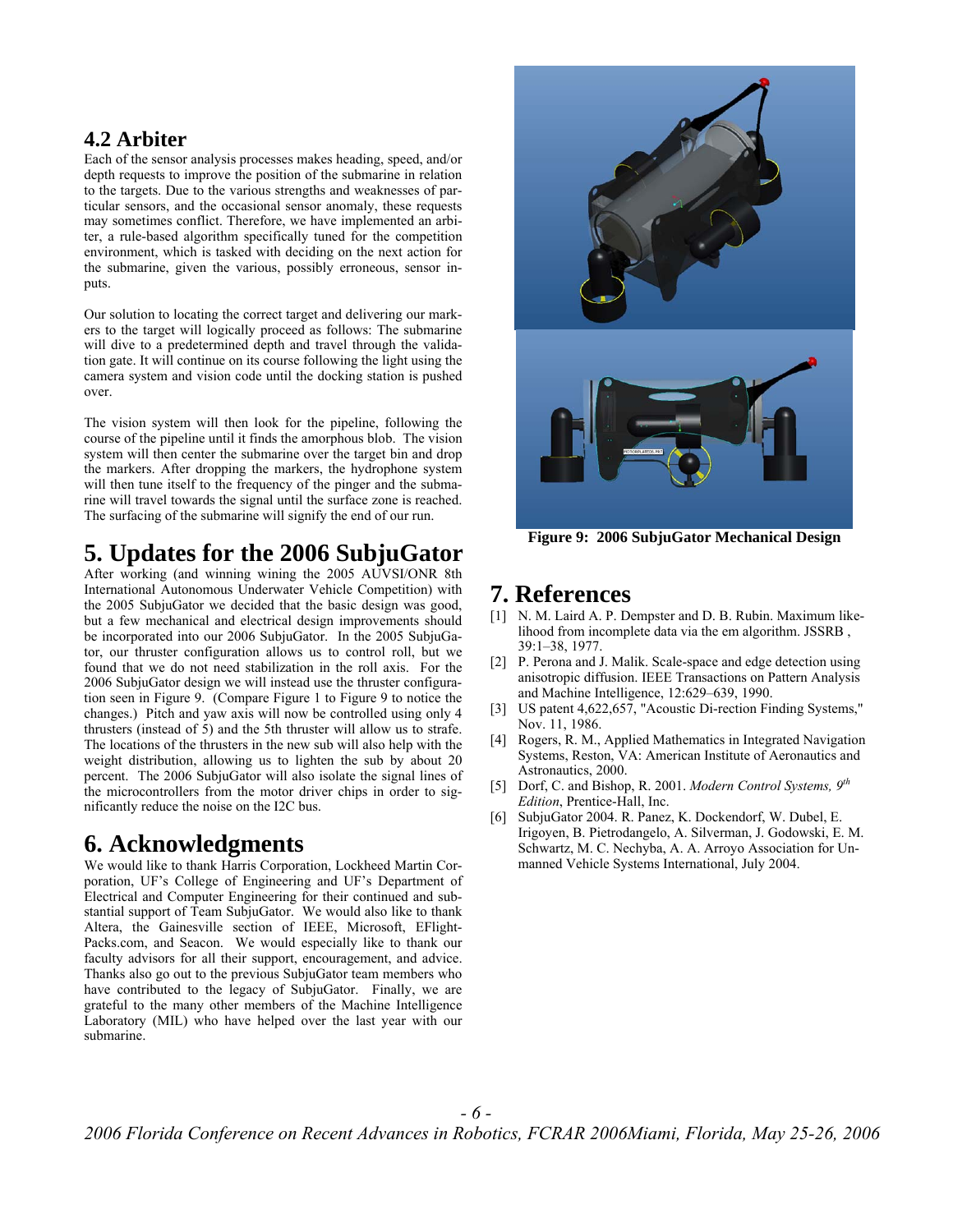## 4.2 Arbiter

Each of the sensor analysis processes makes heading, speed, and/or depth requests to improve the position of the submarine in relation to the targets. Due to the various strengths and weaknesses of particular sensors, and the occasional sensor anomaly, these requests may sometimes conflict. Therefore, we have implemented an arbiter, a rule-based algorithm specifically tuned for the competition environment, which is tasked with deciding on the next action for the submarine, given the various, possibly erroneous, sensor inputs.

Our solution to locating the correct target and delivering our markers to the target will logically proceed as follows: The submarine will dive to a predetermined depth and travel through the validation gate. It will continue on its course following the light using the camera system and vision code until the docking station is pushed over.

The vision system will then look for the pipeline, following the course of the pipeline until it finds the amorphous blob. The vision system will then center the submarine over the target bin and drop the markers. After dropping the markers, the hydrophone system will then tune itself to the frequency of the pinger and the submarine will travel towards the signal until the surface zone is reached. The surfacing of the submarine will signify the end of our run.

# 5. Updates for the 2006 SubjuGator

After working (and winning wining the 2005 AUVSI/ONR 8th International Autonomous Underwater Vehicle Competition) with the 2005 SubjuGator we decided that the basic design was good, but a few mechanical and electrical design improvements should be incorporated into our 2006 SubjuGator. In the 2005 SubjuGator, our thruster configuration allows us to control roll, but we found that we do not need stabilization in the roll axis. For the 2006 SubjuGator design we will instead use the thruster configuration seen in Figure 9. (Compare Figure 1 to Figure 9 to notice the changes.) Pitch and yaw axis will now be controlled using only 4 thrusters (instead of 5) and the 5th thruster will allow us to strafe. The locations of the thrusters in the new sub will also help with the weight distribution, allowing us to lighten the sub by about 20 percent. The 2006 SubjuGator will also isolate the signal lines of the microcontrollers from the motor driver chips in order to significantly reduce the noise on the I2C bus.

# 6. Acknowledgments

We would like to thank Harris Corporation, Lockheed Martin Corporation, UF's College of Engineering and UF's Department of Electrical and Computer Engineering for their continued and substantial support of Team SubjuGator. We would also like to thank Altera, the Gainesville section of IEEE, Microsoft, EFlightPacks.com, and Seacon. We would especially like to thank our faculty advisors for all their support, encouragement, and advice. Thanks also go out to the previous SubjuGator team members who have contributed to the legacy of SubjuGator. Finally, we are grateful to the many other members of the Machine Intelligence Laboratory (MIL) who have helped over the last year with our submarine.

**Figure 9: 2006 SubjuGator Mechanical Design**

# 7. References

[1] N. M. Laird A. P. Dempster and D. B. Rubin. Maximum likelihood from incomplete data via the em algorithm. JSSRB , 39:1–38, 1977.

[2] P. Perona and J. Malik. Scale-space and edge detection using anisotropic diffusion. IEEE Transactions on Pattern Analysis and Machine Intelligence, 12:629–639, 1990.

[3] US patent 4,622,657, "Acoustic Di-rection Finding Systems," Nov. 11, 1986.

[4] Rogers, R. M., Applied Mathematics in Integrated Navigation Systems, Reston, VA: American Institute of Aeronautics and Astronautics, 2000.

[5] Dorf, C. and Bishop, R. 2001. *Modern Control Systems, 9th Edition*, Prentice-Hall, Inc.

[6] SubjuGator 2004. R. Panez, K. Dockendorf, W. Dubel, E. Irigoyen, B. Pietrodangelo, A. Silverman, J. Godowski, E. M. Schwartz, M. C. Nechyba, A. A. Arroyo Association for Unmanned Vehicle Systems International, July 2004.